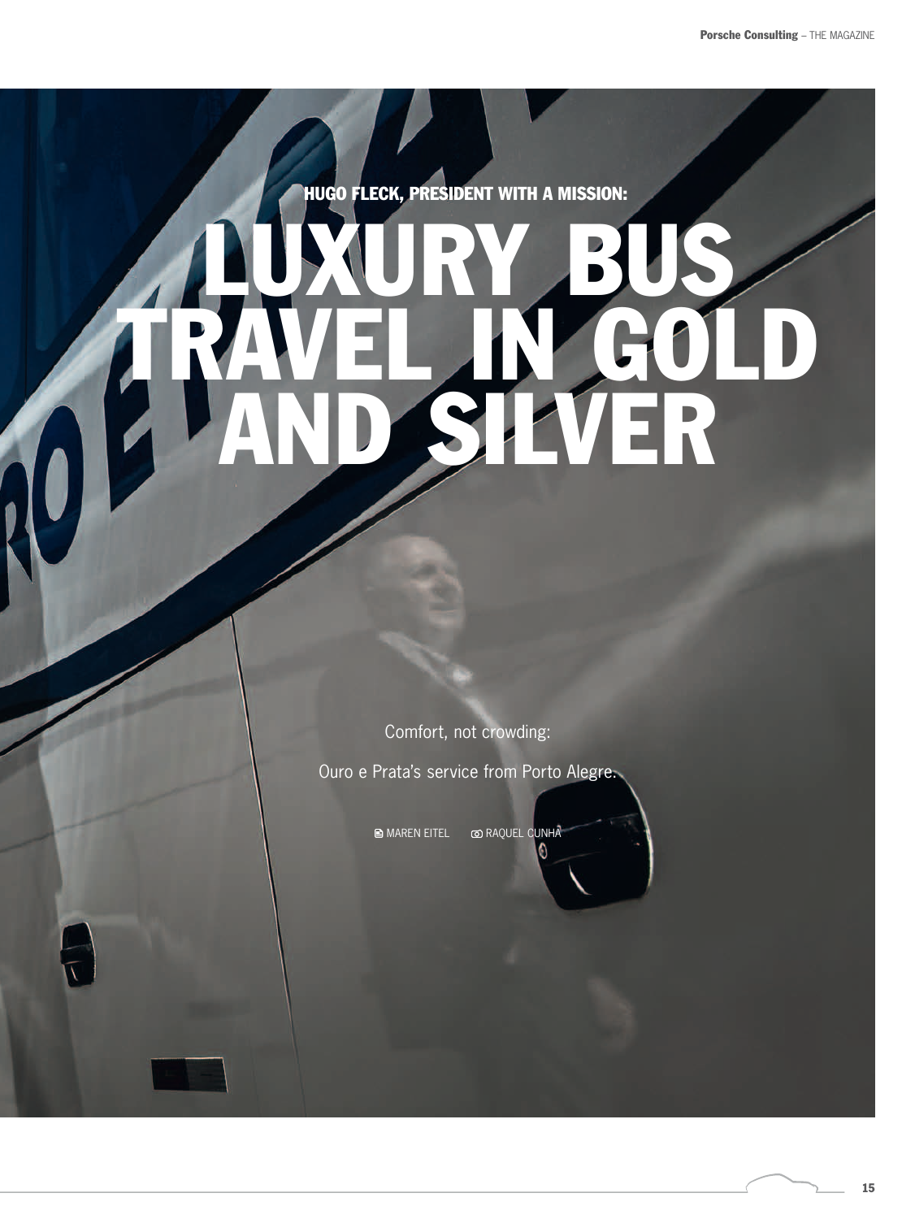HUGO FLECK, PRESIDENT WITH A MISSION:

# LUXURY BUS TRAVEL IN GOLD AND SILVER

Comfort, not crowding:

Ouro e Prata's service from Porto Alegre.

MAREN EITEL RAQUEL CUNHA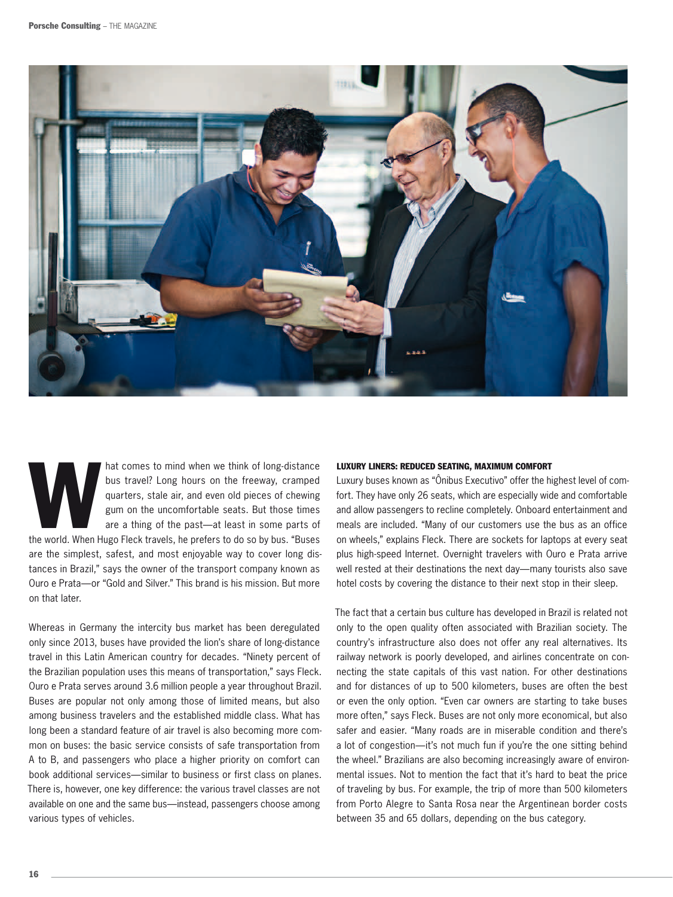What comes to mind when we think of long-distance bus travel? Long hours on the freeway, cramped quarters, stale air, and even old pieces of chewing gum on the uncomfortable seats. But those times are a thing of the past—at least in some parts of the world. When Hugo Fleck travels, he prefers to do so by bus. "Buses are the simplest, safest, and most enjoyable way to cover long distances in Brazil," says the owner of the transport company known as Ouro e Prata—or "Gold and Silver." This brand is his mission. But more on that later.

Whereas in Germany the intercity bus market has been deregulated only since 2013, buses have provided the lion's share of long-distance travel in this Latin American country for decades. "Ninety percent of the Brazilian population uses this means of transportation," says Fleck. Ouro e Prata serves around 3.6 million people a year throughout Brazil. Buses are popular not only among those of limited means, but also among business travelers and the established middle class. What has long been a standard feature of air travel is also becoming more common on buses: the basic service consists of safe transportation from A to B, and passengers who place a higher priority on comfort can book additional services—similar to business or first class on planes. There is, however, one key difference: the various travel classes are not available on one and the same bus—instead, passengers choose among various types of vehicles.

### LUXURY LINERS: REDUCED SEATING, MAXIMUM COMFORT

Luxury buses known as "Ônibus Executivo" offer the highest level of comfort. They have only 26 seats, which are especially wide and comfortable and allow passengers to recline completely. Onboard entertainment and meals are included. "Many of our customers use the bus as an office on wheels," explains Fleck. There are sockets for laptops at every seat plus high-speed Internet. Overnight travelers with Ouro e Prata arrive well rested at their destinations the next day—many tourists also save hotel costs by covering the distance to their next stop in their sleep.

The fact that a certain bus culture has developed in Brazil is related not only to the open quality often associated with Brazilian society. The country's infrastructure also does not offer any real alternatives. Its railway network is poorly developed, and airlines concentrate on connecting the state capitals of this vast nation. For other destinations and for distances of up to 500 kilometers, buses are often the best or even the only option. "Even car owners are starting to take buses more often," says Fleck. Buses are not only more economical, but also safer and easier. "Many roads are in miserable condition and there's a lot of congestion—it's not much fun if you're the one sitting behind the wheel." Brazilians are also becoming increasingly aware of environmental issues. Not to mention the fact that it's hard to beat the price of traveling by bus. For example, the trip of more than 500 kilometers from Porto Alegre to Santa Rosa near the Argentinean border costs between 35 and 65 dollars, depending on the bus category.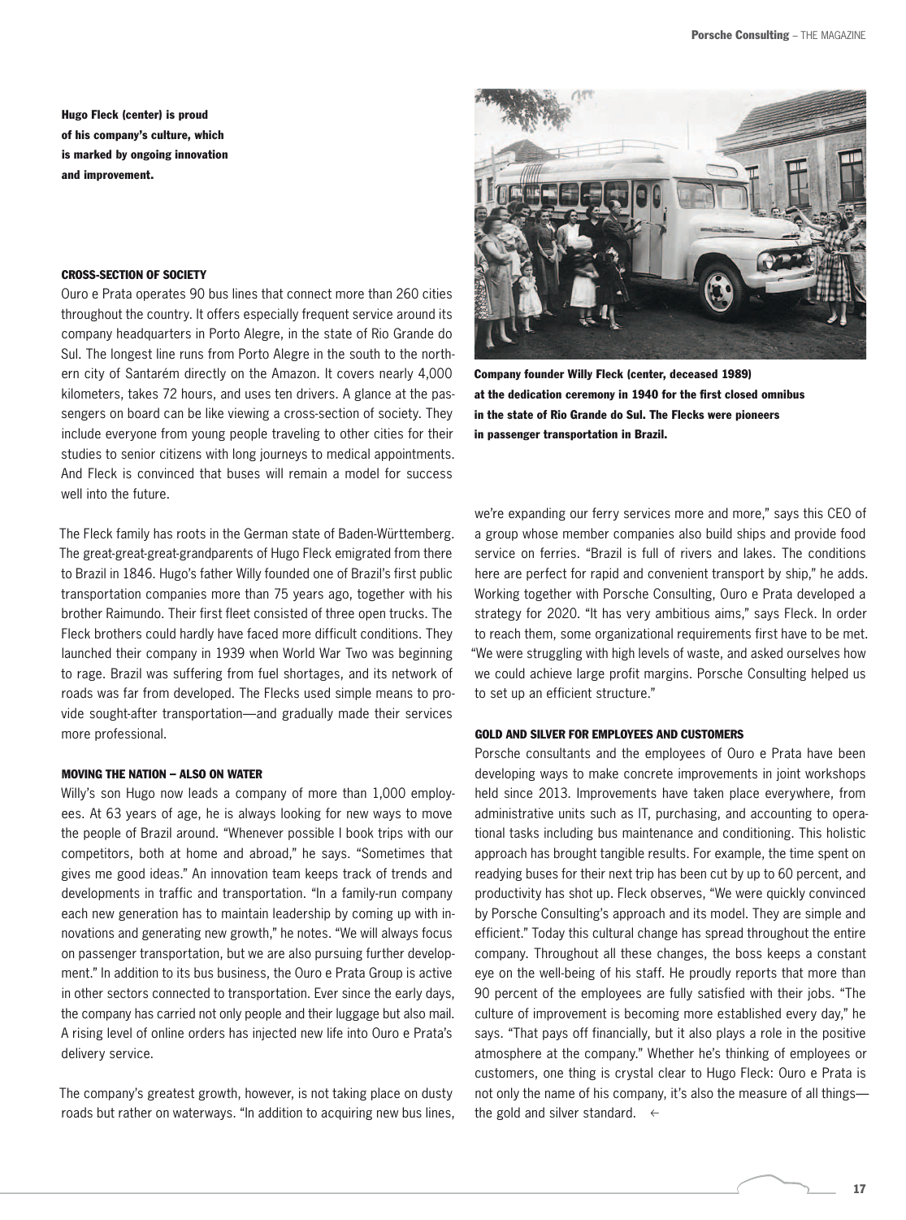**Hugo Fleck (center) is proud of his company's culture, which is marked by ongoing innovation and improvement.**

#### CROSS-SECTION OF SOCIETY

Ouro e Prata operates 90 bus lines that connect more than 260 cities throughout the country. It offers especially frequent service around its company headquarters in Porto Alegre, in the state of Rio Grande do Sul. The longest line runs from Porto Alegre in the south to the northern city of Santarém directly on the Amazon. It covers nearly 4,000 kilometers, takes 72 hours, and uses ten drivers. A glance at the passengers on board can be like viewing a cross-section of society. They include everyone from young people traveling to other cities for their studies to senior citizens with long journeys to medical appointments. And Fleck is convinced that buses will remain a model for success well into the future.

The Fleck family has roots in the German state of Baden-Württemberg. The great-great-great-grandparents of Hugo Fleck emigrated from there to Brazil in 1846. Hugo's father Willy founded one of Brazil's first public transportation companies more than 75 years ago, together with his brother Raimundo. Their first fleet consisted of three open trucks. The Fleck brothers could hardly have faced more difficult conditions. They launched their company in 1939 when World War Two was beginning to rage. Brazil was suffering from fuel shortages, and its network of roads was far from developed. The Flecks used simple means to provide sought-after transportation—and gradually made their services more professional.

#### MOVING THE NATION – ALSO ON WATER

Willy's son Hugo now leads a company of more than 1,000 employees. At 63 years of age, he is always looking for new ways to move the people of Brazil around. "Whenever possible I book trips with our competitors, both at home and abroad," he says. "Sometimes that gives me good ideas." An innovation team keeps track of trends and developments in traffic and transportation. "In a family-run company each new generation has to maintain leadership by coming up with innovations and generating new growth," he notes. "We will always focus on passenger transportation, but we are also pursuing further development." In addition to its bus business, the Ouro e Prata Group is active in other sectors connected to transportation. Ever since the early days, the company has carried not only people and their luggage but also mail. A rising level of online orders has injected new life into Ouro e Prata's delivery service.

The company's greatest growth, however, is not taking place on dusty roads but rather on waterways. "In addition to acquiring new bus lines, we're expanding our ferry services more and more," says this CEO of a group whose member companies also build ships and provide food service on ferries. "Brazil is full of rivers and lakes. The conditions here are perfect for rapid and convenient transport by ship," he adds. Working together with Porsche Consulting, Ouro e Prata developed a strategy for 2020. "It has very ambitious aims," says Fleck. In order to reach them, some organizational requirements first have to be met. "We were struggling with high levels of waste, and asked ourselves how we could achieve large profit margins. Porsche Consulting helped us to set up an efficient structure."

**Company founder Willy Fleck (center, deceased 1989) at the dedication ceremony in 1940 for the first closed omnibus in the state of Rio Grande do Sul. The Flecks were pioneers in passenger transportation in Brazil.**

#### GOLD AND SILVER FOR EMPLOYEES AND CUSTOMERS

Porsche consultants and the employees of Ouro e Prata have been developing ways to make concrete improvements in joint workshops held since 2013. Improvements have taken place everywhere, from administrative units such as IT, purchasing, and accounting to operational tasks including bus maintenance and conditioning. This holistic approach has brought tangible results. For example, the time spent on readying buses for their next trip has been cut by up to 60 percent, and productivity has shot up. Fleck observes, "We were quickly convinced by Porsche Consulting's approach and its model. They are simple and efficient." Today this cultural change has spread throughout the entire company. Throughout all these changes, the boss keeps a constant eye on the well-being of his staff. He proudly reports that more than 90 percent of the employees are fully satisfied with their jobs. "The culture of improvement is becoming more established every day," he says. "That pays off financially, but it also plays a role in the positive atmosphere at the company." Whether he's thinking of employees or customers, one thing is crystal clear to Hugo Fleck: Ouro e Prata is not only the name of his company, it's also the measure of all things—the gold and silver standard. ←